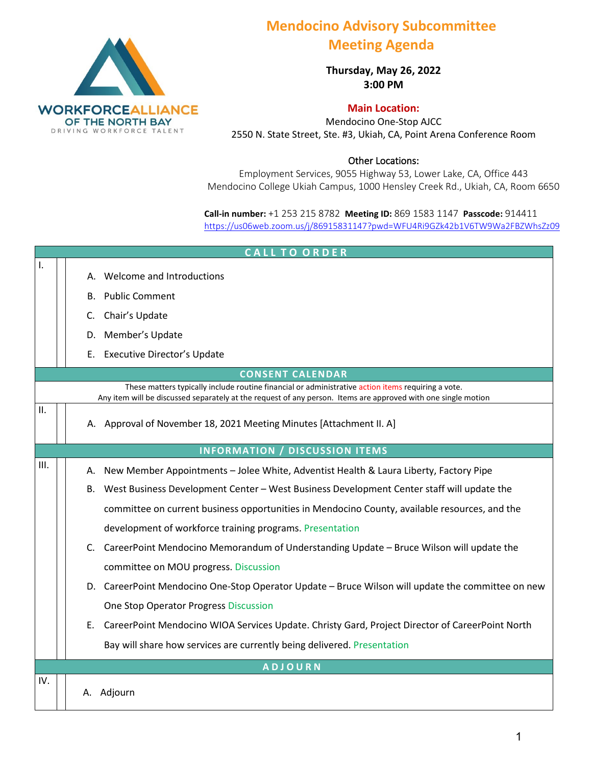WORKFORCE ALLIANCE OF THE NORTH BAY
DRIVING WORKFORCE TALENT

# Mendocino Advisory Subcommittee Meeting Agenda

**Thursday, May 26, 2022**
**3:00 PM**

**Main Location:**
Mendocino One-Stop AJCC
2550 N. State Street, Ste. #3, Ukiah, CA, Point Arena Conference Room

Other Locations:
Employment Services, 9055 Highway 53, Lower Lake, CA, Office 443
Mendocino College Ukiah Campus, 1000 Hensley Creek Rd., Ukiah, CA, Room 6650

**Call-in number:** +1 253 215 8782 **Meeting ID:** 869 1583 1147 **Passcode:** 914411
https://us06web.zoom.us/j/86915831147?pwd=WFU4Ri9GZk42b1V6TW9Wa2FBZWhsZz09

## CALL TO ORDER

I.

A. Welcome and Introductions

B. Public Comment

C. Chair's Update

D. Member's Update

E. Executive Director's Update

## CONSENT CALENDAR

These matters typically include routine financial or administrative action items requiring a vote.
Any item will be discussed separately at the request of any person. Items are approved with one single motion

II.

A. Approval of November 18, 2021 Meeting Minutes [Attachment II. A]

## INFORMATION / DISCUSSION ITEMS

III.

A. New Member Appointments – Jolee White, Adventist Health & Laura Liberty, Factory Pipe

B. West Business Development Center – West Business Development Center staff will update the committee on current business opportunities in Mendocino County, available resources, and the development of workforce training programs. Presentation

C. CareerPoint Mendocino Memorandum of Understanding Update – Bruce Wilson will update the committee on MOU progress. Discussion

D. CareerPoint Mendocino One-Stop Operator Update – Bruce Wilson will update the committee on new One Stop Operator Progress Discussion

E. CareerPoint Mendocino WIOA Services Update. Christy Gard, Project Director of CareerPoint North Bay will share how services are currently being delivered. Presentation

## ADJOURN

IV.

A. Adjourn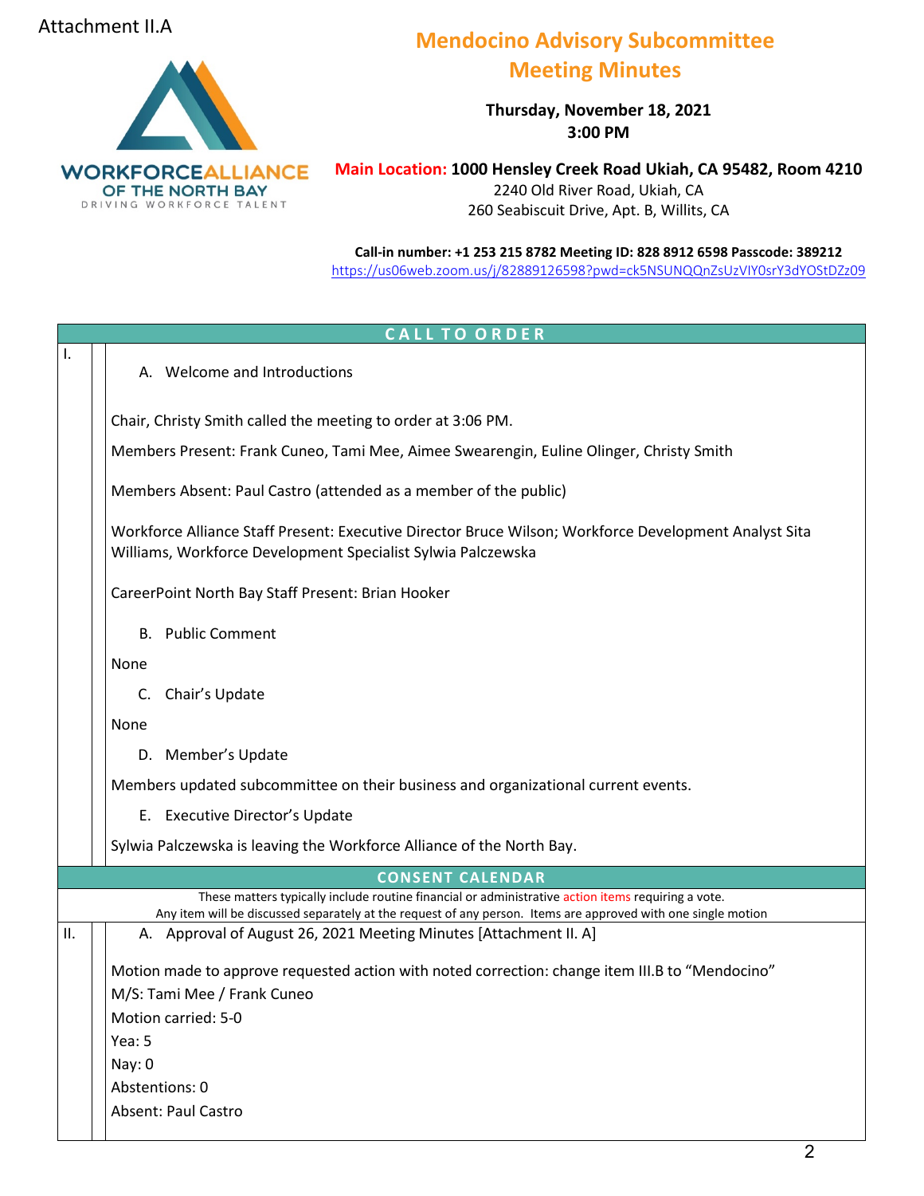Attachment II.A

WORKFORCEALLIANCE OF THE NORTH BAY
DRIVING WORKFORCE TALENT

# Mendocino Advisory Subcommittee Meeting Minutes

**Thursday, November 18, 2021**
**3:00 PM**

**Main Location: 1000 Hensley Creek Road Ukiah, CA 95482, Room 4210**
2240 Old River Road, Ukiah, CA
260 Seabiscuit Drive, Apt. B, Willits, CA

**Call-in number: +1 253 215 8782 Meeting ID: 828 8912 6598 Passcode: 389212**
https://us06web.zoom.us/j/82889126598?pwd=ck5NSUNQQnZsUzVIY0srY3dYOStDZz09

## CALL TO ORDER

I.

A. Welcome and Introductions

Chair, Christy Smith called the meeting to order at 3:06 PM.

Members Present: Frank Cuneo, Tami Mee, Aimee Swearengin, Euline Olinger, Christy Smith

Members Absent: Paul Castro (attended as a member of the public)

Workforce Alliance Staff Present: Executive Director Bruce Wilson; Workforce Development Analyst Sita Williams, Workforce Development Specialist Sylwia Palczewska

CareerPoint North Bay Staff Present: Brian Hooker

B. Public Comment

None

C. Chair's Update

None

D. Member's Update

Members updated subcommittee on their business and organizational current events.

E. Executive Director's Update

Sylwia Palczewska is leaving the Workforce Alliance of the North Bay.

## CONSENT CALENDAR

These matters typically include routine financial or administrative action items requiring a vote.
Any item will be discussed separately at the request of any person. Items are approved with one single motion

II.

A. Approval of August 26, 2021 Meeting Minutes [Attachment II. A]

Motion made to approve requested action with noted correction: change item III.B to "Mendocino"
M/S: Tami Mee / Frank Cuneo
Motion carried: 5-0
Yea: 5
Nay: 0
Abstentions: 0
Absent: Paul Castro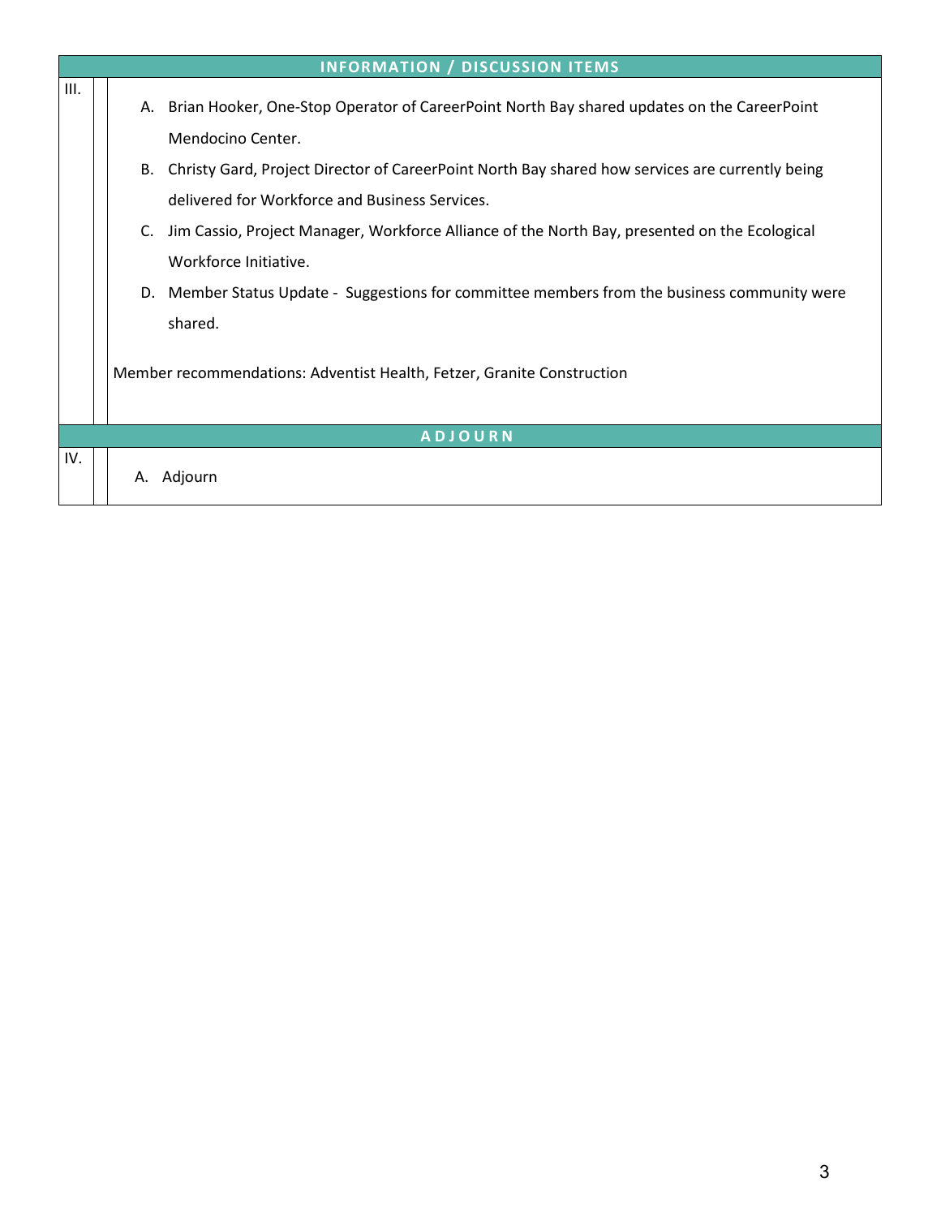| INFORMATION / DISCUSSION ITEMS | | |
|---|---|---|
| III. | | A. Brian Hooker, One-Stop Operator of CareerPoint North Bay shared updates on the CareerPoint Mendocino Center.<br>B. Christy Gard, Project Director of CareerPoint North Bay shared how services are currently being delivered for Workforce and Business Services.<br>C. Jim Cassio, Project Manager, Workforce Alliance of the North Bay, presented on the Ecological Workforce Initiative.<br>D. Member Status Update - Suggestions for committee members from the business community were shared.<br><br>Member recommendations: Adventist Health, Fetzer, Granite Construction |
| **ADJOURN** | | |
| IV. | | A. Adjourn |